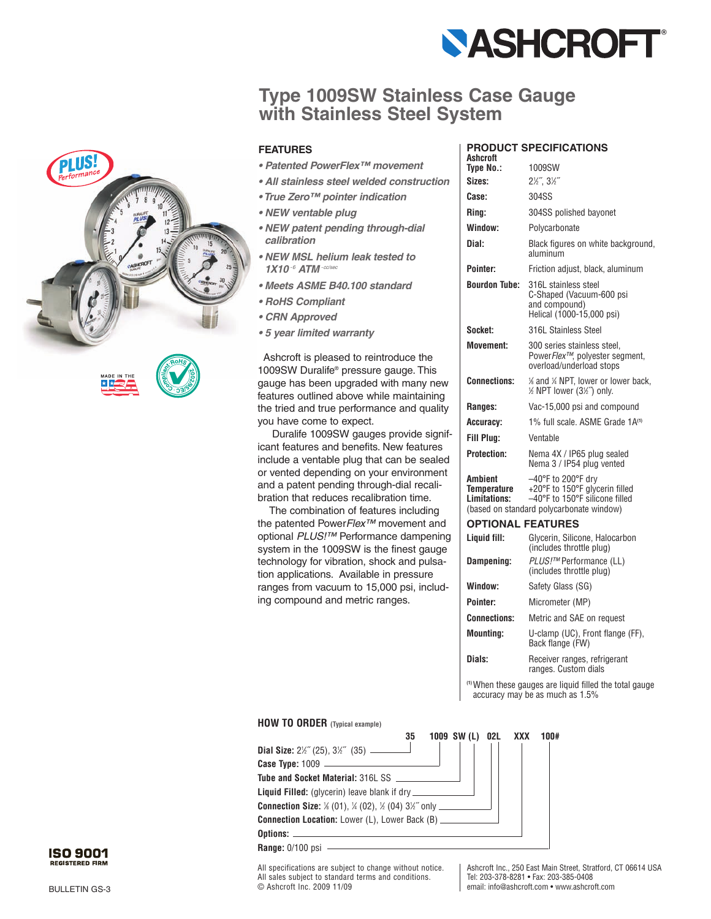# Type 1009SW Stainless Case Gauge with Stainless Steel System

## FEATURES

- *Patented PowerFlex™ movement*
- *All stainless steel welded construction*
- *True Zero™ pointer indication*
- *NEW ventable plug*
- *NEW patent pending through-dial calibration*
- *NEW MSL helium leak tested to 1X10$^{-6}$ ATM $^{cc/sec}$*
- *Meets ASME B40.100 standard*
- *RoHS Compliant*
- *CRN Approved*
- *5 year limited warranty*

Ashcroft is pleased to reintroduce the 1009SW Duralife® pressure gauge. This gauge has been upgraded with many new features outlined above while maintaining the tried and true performance and quality you have come to expect.

Duralife 1009SW gauges provide significant features and benefits. New features include a ventable plug that can be sealed or vented depending on your environment and a patent pending through-dial recalibration that reduces recalibration time.

The combination of features including the patented Power*Flex™* movement and optional *PLUS!™* Performance dampening system in the 1009SW is the finest gauge technology for vibration, shock and pulsation applications. Available in pressure ranges from vacuum to 15,000 psi, including compound and metric ranges.

## PRODUCT SPECIFICATIONS

| | |
|---|---|
| **Ashcroft Type No.:** | 1009SW |
| **Sizes:** | 2½˝, 3½˝ |
| **Case:** | 304SS |
| **Ring:** | 304SS polished bayonet |
| **Window:** | Polycarbonate |
| **Dial:** | Black figures on white background, aluminum |
| **Pointer:** | Friction adjust, black, aluminum |
| **Bourdon Tube:** | 316L stainless steel C-Shaped (Vacuum-600 psi and compound) Helical (1000-15,000 psi) |
| **Socket:** | 316L Stainless Steel |
| **Movement:** | 300 series stainless steel, Power*Flex™*, polyester segment, overload/underload stops |
| **Connections:** | ⅛ and ¼ NPT, lower or lower back, ½ NPT lower (3½˝) only. |
| **Ranges:** | Vac-15,000 psi and compound |
| **Accuracy:** | 1% full scale. ASME Grade 1A[1] |
| **Fill Plug:** | Ventable |
| **Protection:** | Nema 4X / IP65 plug sealed Nema 3 / IP54 plug vented |
| **Ambient Temperature Limitations:** | –40°F to 200°F dry +20°F to 150°F glycerin filled –40°F to 150°F silicone filled |

(based on standard polycarbonate window)

## OPTIONAL FEATURES

| | |
|---|---|
| **Liquid fill:** | Glycerin, Silicone, Halocarbon (includes throttle plug) |
| **Dampening:** | *PLUS!™* Performance (LL) (includes throttle plug) |
| **Window:** | Safety Glass (SG) |
| **Pointer:** | Micrometer (MP) |
| **Connections:** | Metric and SAE on request |
| **Mounting:** | U-clamp (UC), Front flange (FF), Back flange (FW) |
| **Dials:** | Receiver ranges, refrigerant ranges. Custom dials |

[1] When these gauges are liquid filled the total gauge accuracy may be as much as 1.5%

## HOW TO ORDER (Typical example)

**35 1009 SW (L) 02L XXX 100#**

- **Dial Size:** 2½˝ (25), 3½˝ (35) — 35
- **Case Type:** 1009 — 1009
- **Tube and Socket Material:** 316L SS — SW
- **Liquid Filled:** (glycerin) leave blank if dry — (L)
- **Connection Size:** ⅛ (01), ¼ (02), ½ (04) 3½˝ only — 02
- **Connection Location:** Lower (L), Lower Back (B) — L
- **Options:** — XXX
- **Range:** 0/100 psi — 100#

All specifications are subject to change without notice.
All sales subject to standard terms and conditions.
© Ashcroft Inc. 2009 11/09

Ashcroft Inc., 250 East Main Street, Stratford, CT 06614 USA
Tel: 203-378-8281 • Fax: 203-385-0408
email: info@ashcroft.com • www.ashcroft.com

ISO 9001 REGISTERED FIRM

BULLETIN GS-3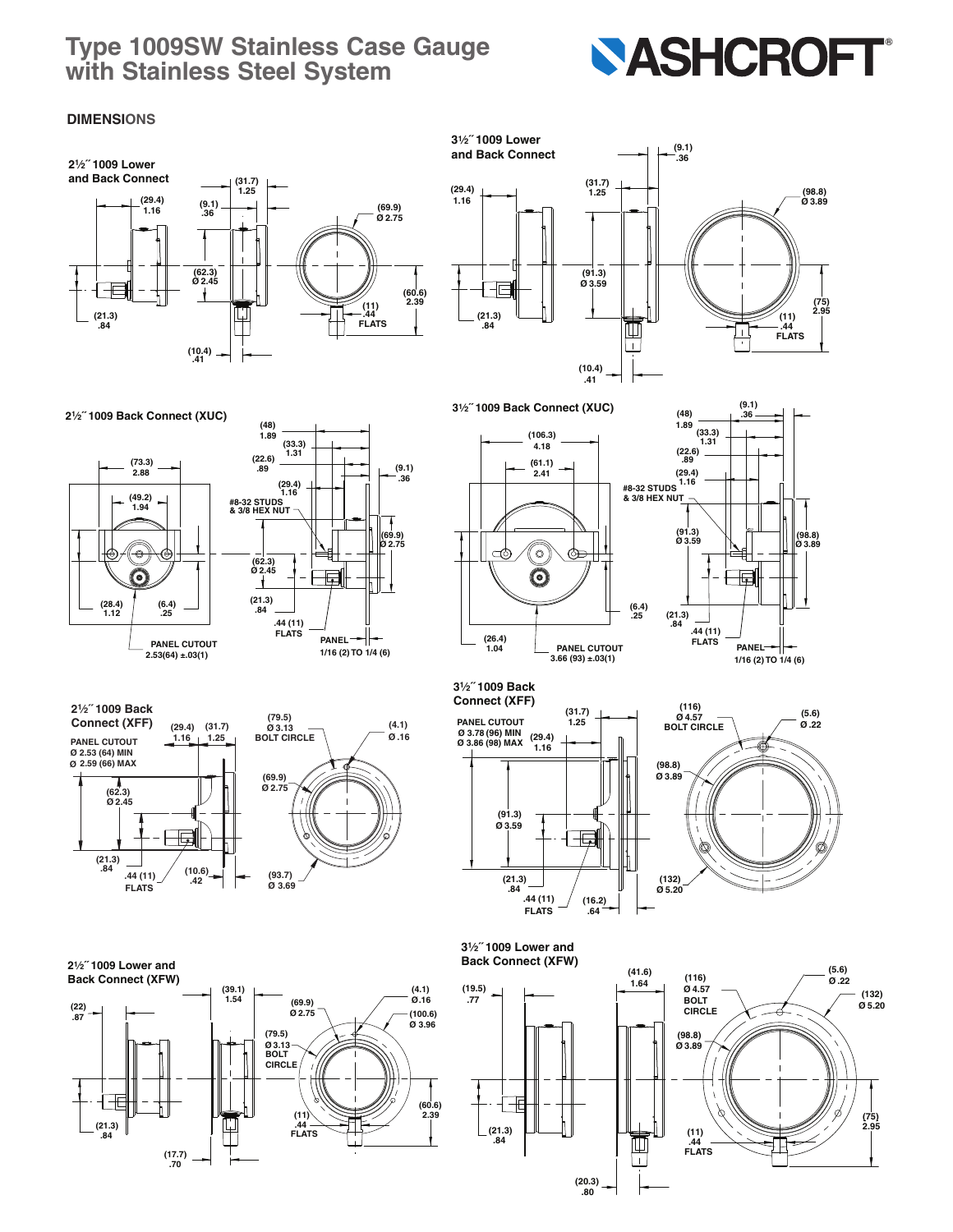# Type 1009SW Stainless Case Gauge with Stainless Steel System

## DIMENSIONS

### 2½˝ 1009 Lower and Back Connect

(31.7)
1.25

(29.4)
1.16

(9.1)
.36

(69.9)
Ø 2.75

(62.3)
Ø 2.45

(60.6)
2.39

(11)
.44
FLATS

(21.3)
.84

(10.4)
.41

### 3½˝ 1009 Lower and Back Connect

(9.1)
.36

(29.4)
1.16

(31.7)
1.25

(98.8)
Ø 3.89

(91.3)
Ø 3.59

(75)
2.95

(11)
.44
FLATS

(21.3)
.84

(10.4)
.41

### 2½˝ 1009 Back Connect (XUC)

(48)
1.89

(33.3)
1.31

(22.6)
.89

(9.1)
.36

(73.3)
2.88

(29.4)
1.16

(49.2)
1.94

#8-32 STUDS
& 3/8 HEX NUT

(69.9)
Ø 2.75

(62.3)
Ø 2.45

(21.3)
.84

(28.4)
1.12

(6.4)
.25

.44 (11)
FLATS

PANEL CUTOUT
2.53(64) ±.03(1)

PANEL
1/16 (2) TO 1/4 (6)

### 3½˝ 1009 Back Connect (XUC)

(9.1)
.36

(48)
1.89

(33.3)
1.31

(106.3)
4.18

(22.6)
.89

(61.1)
2.41

(29.4)
1.16

#8-32 STUDS
& 3/8 HEX NUT

(91.3)
Ø 3.59

(98.8)
Ø 3.89

(6.4)
.25

(21.3)
.84

.44 (11)
FLATS

(26.4)
1.04

PANEL CUTOUT
3.66 (93) ±.03(1)

PANEL
1/16 (2) TO 1/4 (6)

### 2½˝ 1009 Back Connect (XFF)

PANEL CUTOUT
Ø 2.53 (64) MIN
Ø 2.59 (66) MAX

(29.4)
1.16

(31.7)
1.25

(79.5)
Ø 3.13
BOLT CIRCLE

(4.1)
Ø .16

(69.9)
Ø 2.75

(62.3)
Ø 2.45

(21.3)
.84

.44 (11)
FLATS

(10.6)
.42

(93.7)
Ø 3.69

### 3½˝ 1009 Back Connect (XFF)

PANEL CUTOUT
Ø 3.78 (96) MIN
Ø 3.86 (98) MAX

(31.7)
1.25

(29.4)
1.16

(116)
Ø 4.57
BOLT CIRCLE

(5.6)
Ø .22

(98.8)
Ø 3.89

(91.3)
Ø 3.59

(21.3)
.84

.44 (11)
FLATS

(16.2)
.64

(132)
Ø 5.20

### 2½˝ 1009 Lower and Back Connect (XFW)

(22)
.87

(39.1)
1.54

(69.9)
Ø 2.75

(4.1)
Ø .16

(100.6)
Ø 3.96

(79.5)
Ø 3.13
BOLT
CIRCLE

(60.6)
2.39

(11)
.44
FLATS

(21.3)
.84

(17.7)
.70

### 3½˝ 1009 Lower and Back Connect (XFW)

(19.5)
.77

(41.6)
1.64

(116)
Ø 4.57
BOLT
CIRCLE

(5.6)
Ø .22

(132)
Ø 5.20

(98.8)
Ø 3.89

(75)
2.95

(11)
.44
FLATS

(21.3)
.84

(20.3)
.80